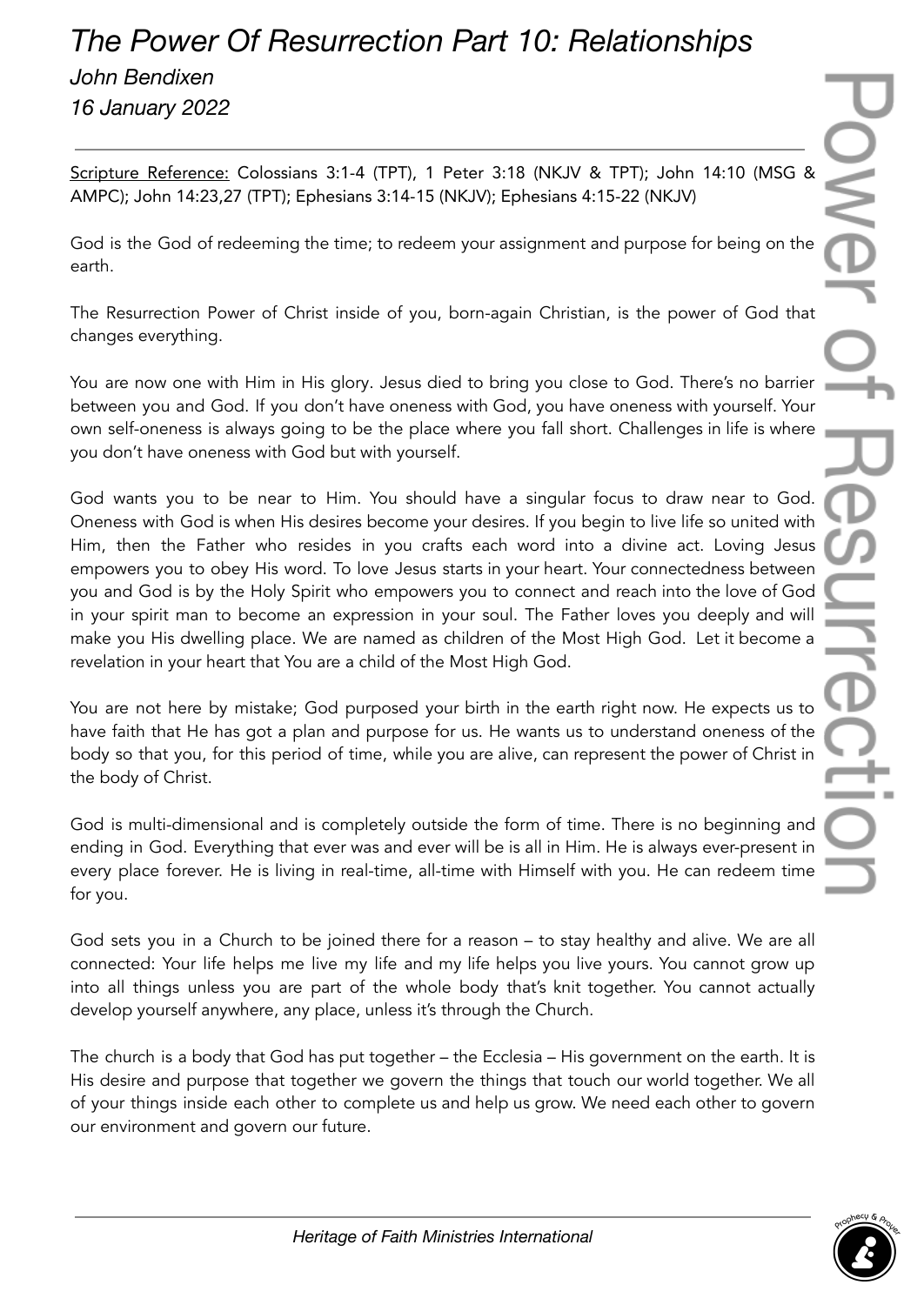# *The Power Of Resurrection Part 10: Relationships*

*John Bendixen*

*16 January 2022*

---

Scripture Reference: Colossians 3:1-4 (TPT), 1 Peter 3:18 (NKJV & TPT); John 14:10 (MSG & AMPC); John 14:23,27 (TPT); Ephesians 3:14-15 (NKJV); Ephesians 4:15-22 (NKJV)

God is the God of redeeming the time; to redeem your assignment and purpose for being on the earth.

The Resurrection Power of Christ inside of you, born-again Christian, is the power of God that changes everything.

You are now one with Him in His glory. Jesus died to bring you close to God. There's no barrier between you and God. If you don't have oneness with God, you have oneness with yourself. Your own self-oneness is always going to be the place where you fall short. Challenges in life is where you don't have oneness with God but with yourself.

God wants you to be near to Him. You should have a singular focus to draw near to God. Oneness with God is when His desires become your desires. If you begin to live life so united with Him, then the Father who resides in you crafts each word into a divine act. Loving Jesus empowers you to obey His word. To love Jesus starts in your heart. Your connectedness between you and God is by the Holy Spirit who empowers you to connect and reach into the love of God in your spirit man to become an expression in your soul. The Father loves you deeply and will make you His dwelling place. We are named as children of the Most High God. Let it become a revelation in your heart that You are a child of the Most High God.

You are not here by mistake; God purposed your birth in the earth right now. He expects us to have faith that He has got a plan and purpose for us. He wants us to understand oneness of the body so that you, for this period of time, while you are alive, can represent the power of Christ in the body of Christ.

God is multi-dimensional and is completely outside the form of time. There is no beginning and ending in God. Everything that ever was and ever will be is all in Him. He is always ever-present in every place forever. He is living in real-time, all-time with Himself with you. He can redeem time for you.

God sets you in a Church to be joined there for a reason – to stay healthy and alive. We are all connected: Your life helps me live my life and my life helps you live yours. You cannot grow up into all things unless you are part of the whole body that's knit together. You cannot actually develop yourself anywhere, any place, unless it's through the Church.

The church is a body that God has put together – the Ecclesia – His government on the earth. It is His desire and purpose that together we govern the things that touch our world together. We all of your things inside each other to complete us and help us grow. We need each other to govern our environment and govern our future.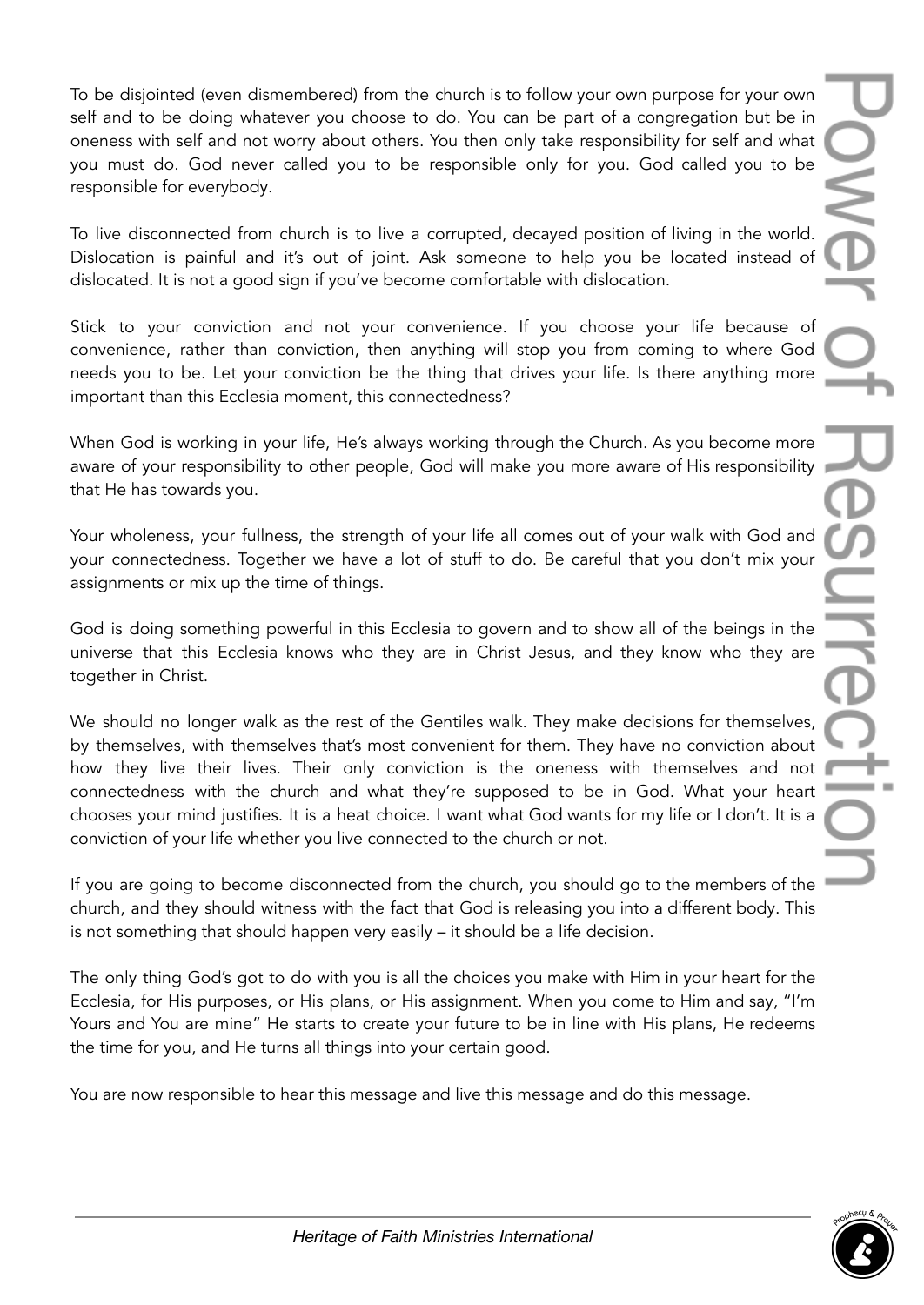To be disjointed (even dismembered) from the church is to follow your own purpose for your own self and to be doing whatever you choose to do. You can be part of a congregation but be in oneness with self and not worry about others. You then only take responsibility for self and what you must do. God never called you to be responsible only for you. God called you to be responsible for everybody.

To live disconnected from church is to live a corrupted, decayed position of living in the world. Dislocation is painful and it's out of joint. Ask someone to help you be located instead of dislocated. It is not a good sign if you've become comfortable with dislocation.

Stick to your conviction and not your convenience. If you choose your life because of convenience, rather than conviction, then anything will stop you from coming to where God needs you to be. Let your conviction be the thing that drives your life. Is there anything more important than this Ecclesia moment, this connectedness?

When God is working in your life, He's always working through the Church. As you become more aware of your responsibility to other people, God will make you more aware of His responsibility that He has towards you.

Your wholeness, your fullness, the strength of your life all comes out of your walk with God and your connectedness. Together we have a lot of stuff to do. Be careful that you don't mix your assignments or mix up the time of things.

God is doing something powerful in this Ecclesia to govern and to show all of the beings in the universe that this Ecclesia knows who they are in Christ Jesus, and they know who they are together in Christ.

We should no longer walk as the rest of the Gentiles walk. They make decisions for themselves, by themselves, with themselves that's most convenient for them. They have no conviction about how they live their lives. Their only conviction is the oneness with themselves and not connectedness with the church and what they're supposed to be in God. What your heart chooses your mind justifies. It is a heat choice. I want what God wants for my life or I don't. It is a conviction of your life whether you live connected to the church or not.

If you are going to become disconnected from the church, you should go to the members of the church, and they should witness with the fact that God is releasing you into a different body. This is not something that should happen very easily – it should be a life decision.

The only thing God's got to do with you is all the choices you make with Him in your heart for the Ecclesia, for His purposes, or His plans, or His assignment. When you come to Him and say, "I'm Yours and You are mine" He starts to create your future to be in line with His plans, He redeems the time for you, and He turns all things into your certain good.

You are now responsible to hear this message and live this message and do this message.